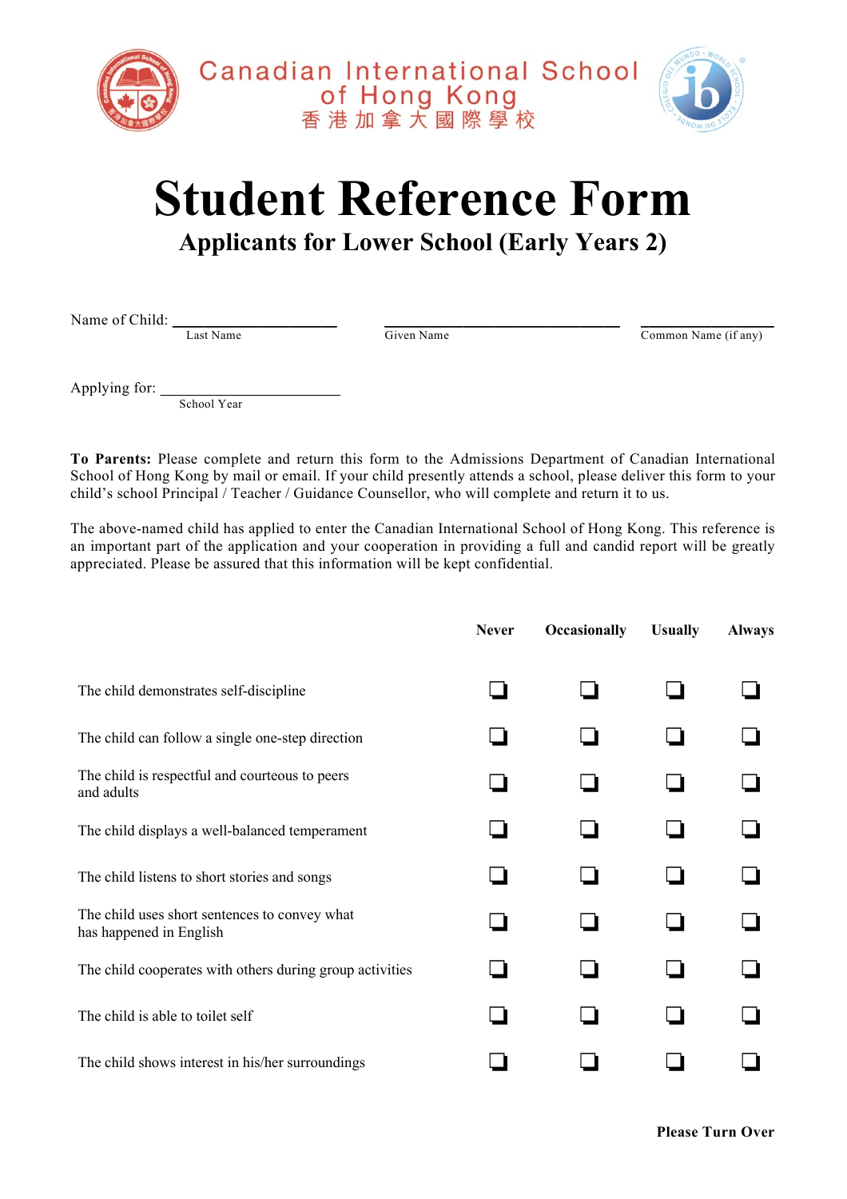Canadian International School of Hong Kong
香港加拿大國際學校

# Student Reference Form

## Applicants for Lower School (Early Years 2)

Name of Child: ____________________ ____________________________ ________________
Last Name | Given Name | Common Name (if any)

Applying for: ____________________
School Year

**To Parents:** Please complete and return this form to the Admissions Department of Canadian International School of Hong Kong by mail or email. If your child presently attends a school, please deliver this form to your child's school Principal / Teacher / Guidance Counsellor, who will complete and return it to us.

The above-named child has applied to enter the Canadian International School of Hong Kong. This reference is an important part of the application and your cooperation in providing a full and candid report will be greatly appreciated. Please be assured that this information will be kept confidential.

| | **Never** | **Occasionally** | **Usually** | **Always** |
|---|---|---|---|---|
| The child demonstrates self-discipline | ❑ | ❑ | ❑ | ❑ |
| The child can follow a single one-step direction | ❑ | ❑ | ❑ | ❑ |
| The child is respectful and courteous to peers and adults | ❑ | ❑ | ❑ | ❑ |
| The child displays a well-balanced temperament | ❑ | ❑ | ❑ | ❑ |
| The child listens to short stories and songs | ❑ | ❑ | ❑ | ❑ |
| The child uses short sentences to convey what has happened in English | ❑ | ❑ | ❑ | ❑ |
| The child cooperates with others during group activities | ❑ | ❑ | ❑ | ❑ |
| The child is able to toilet self | ❑ | ❑ | ❑ | ❑ |
| The child shows interest in his/her surroundings | ❑ | ❑ | ❑ | ❑ |

**Please Turn Over**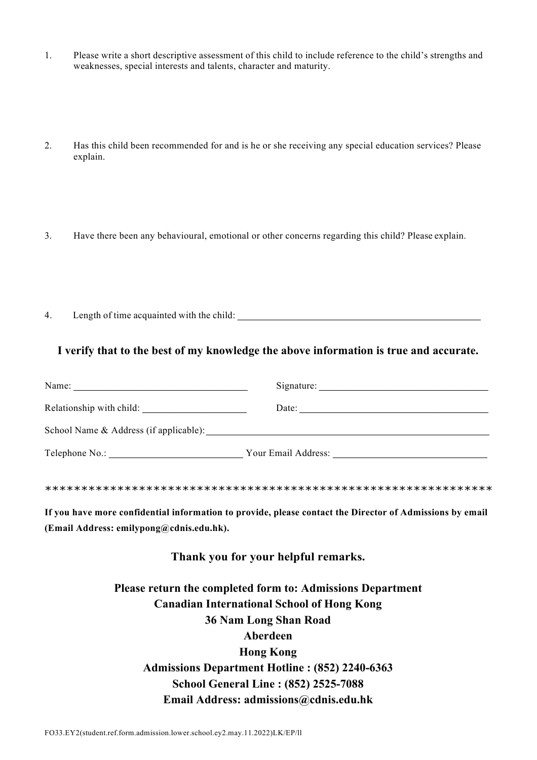1. Please write a short descriptive assessment of this child to include reference to the child's strengths and weaknesses, special interests and talents, character and maturity.

2. Has this child been recommended for and is he or she receiving any special education services? Please explain.

3. Have there been any behavioural, emotional or other concerns regarding this child? Please explain.

4. Length of time acquainted with the child: ______________________________

**I verify that to the best of my knowledge the above information is true and accurate.**

Name: ______________________ Signature: ______________________

Relationship with child: ______________ Date: ______________________

School Name & Address (if applicable): ______________________________

Telephone No.: ________________ Your Email Address: ____________________

**************************************************************

**If you have more confidential information to provide, please contact the Director of Admissions by email (Email Address: emilypong@cdnis.edu.hk).**

**Thank you for your helpful remarks.**

**Please return the completed form to: Admissions Department**
**Canadian International School of Hong Kong**
**36 Nam Long Shan Road**
**Aberdeen**
**Hong Kong**
**Admissions Department Hotline : (852) 2240-6363**
**School General Line : (852) 2525-7088**
**Email Address: admissions@cdnis.edu.hk**

FO33.EY2(student.ref.form.admission.lower.school.ey2.may.11.2022)LK/EP/ll